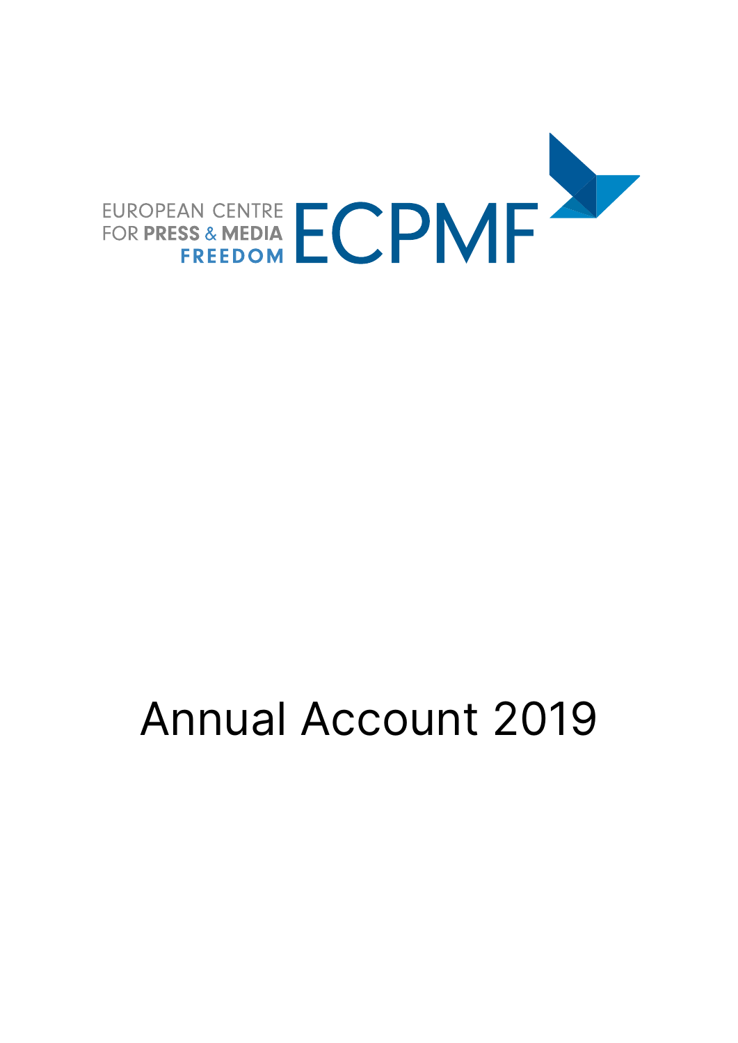EUROPEAN CENTRE FOR PRESS & MEDIA FREEDOM ECPMF

# Annual Account 2019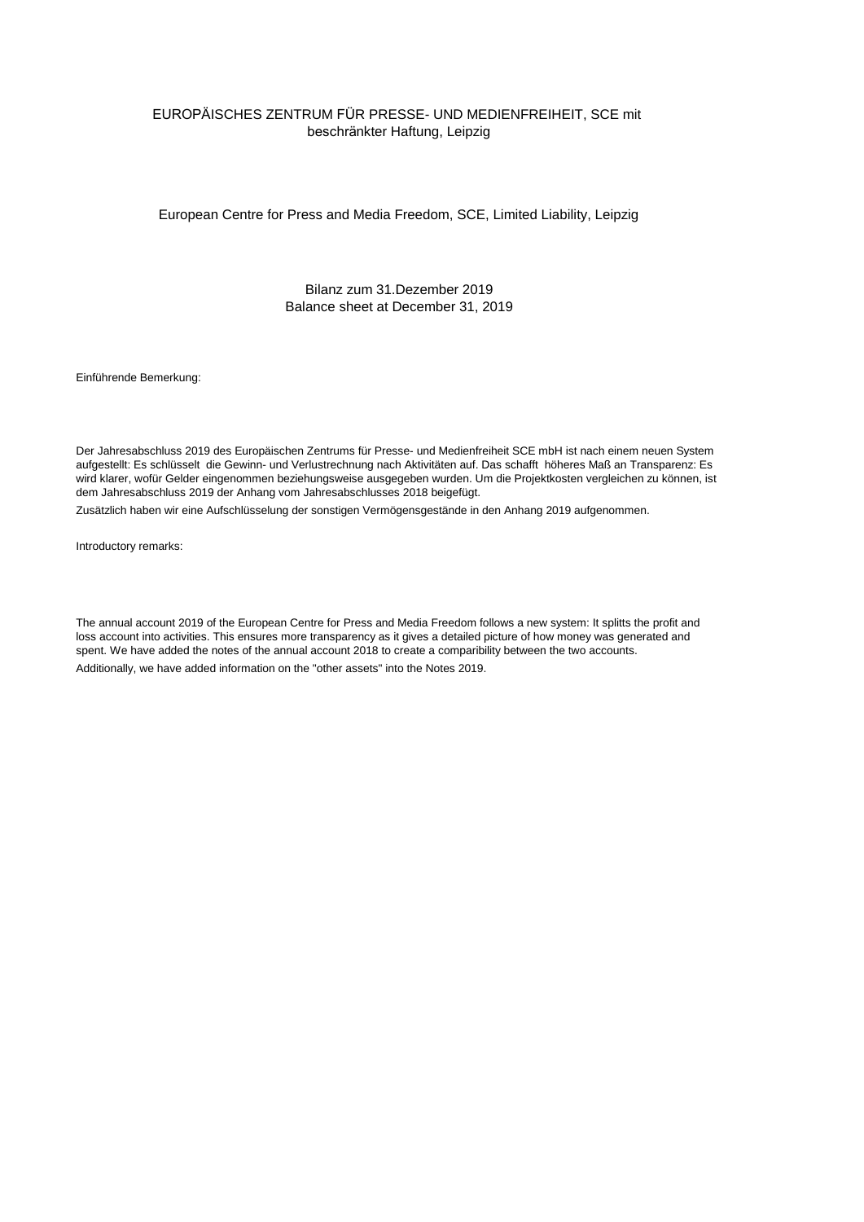EUROPÄISCHES ZENTRUM FÜR PRESSE- UND MEDIENFREIHEIT, SCE mit beschränkter Haftung, Leipzig

European Centre for Press and Media Freedom, SCE, Limited Liability, Leipzig

Bilanz zum 31.Dezember 2019
Balance sheet at December 31, 2019

Einführende Bemerkung:

Der Jahresabschluss 2019 des Europäischen Zentrums für Presse- und Medienfreiheit SCE mbH ist nach einem neuen System aufgestellt: Es schlüsselt die Gewinn- und Verlustrechnung nach Aktivitäten auf. Das schafft höheres Maß an Transparenz: Es wird klarer, wofür Gelder eingenommen beziehungsweise ausgegeben wurden. Um die Projektkosten vergleichen zu können, ist dem Jahresabschluss 2019 der Anhang vom Jahresabschlusses 2018 beigefügt.

Zusätzlich haben wir eine Aufschlüsselung der sonstigen Vermögensgestände in den Anhang 2019 aufgenommen.

Introductory remarks:

The annual account 2019 of the European Centre for Press and Media Freedom follows a new system: It splitts the profit and loss account into activities. This ensures more transparency as it gives a detailed picture of how money was generated and spent. We have added the notes of the annual account 2018 to create a comparibility between the two accounts.

Additionally, we have added information on the "other assets" into the Notes 2019.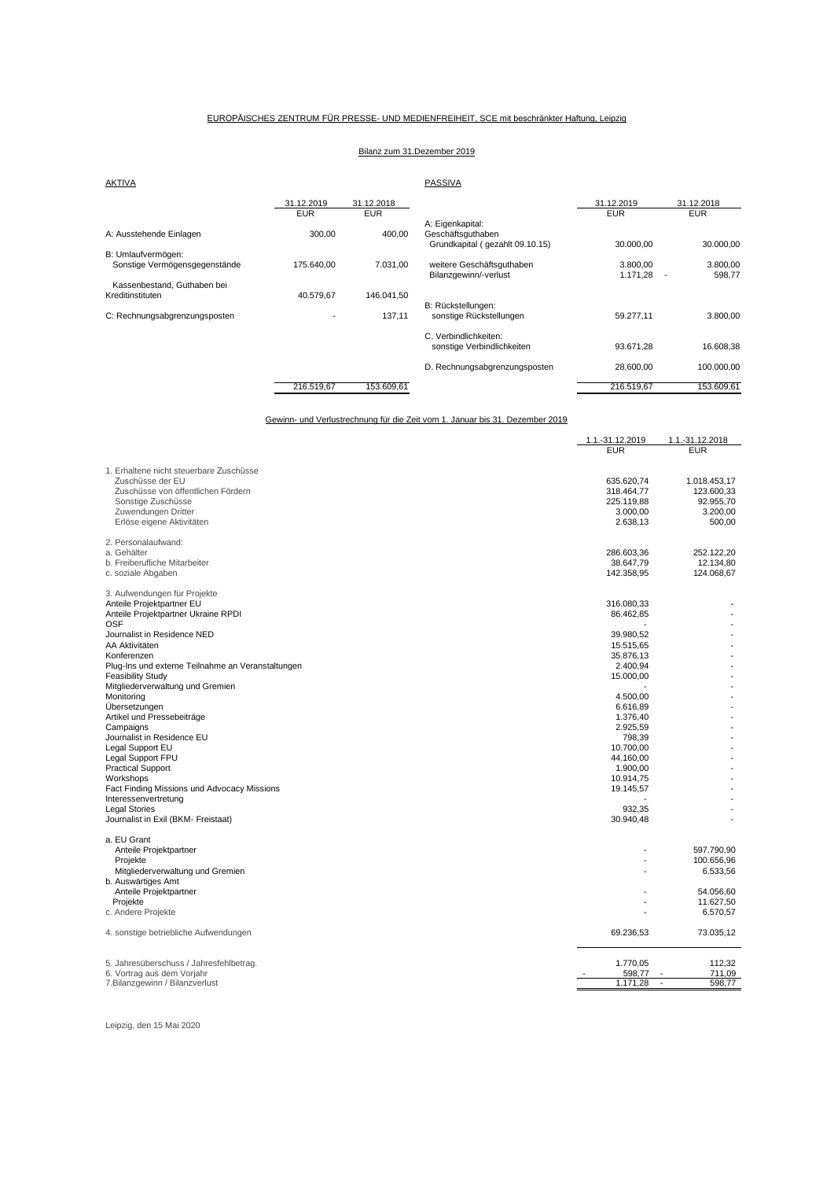EUROPÄISCHES ZENTRUM FÜR PRESSE- UND MEDIENFREIHEIT, SCE mit beschränkter Haftung, Leipzig

Bilanz zum 31.Dezember 2019

| AKTIVA | 31.12.2019 EUR | 31.12.2018 EUR | PASSIVA | 31.12.2019 EUR | 31.12.2018 EUR |
|---|---|---|---|---|---|
| | | | A: Eigenkapital: | | |
| A: Ausstehende Einlagen | 300,00 | 400,00 | Geschäftsguthaben<br>Grundkapital ( gezahlt 09.10.15) | 30.000,00 | 30.000,00 |
| B: Umlaufvermögen:<br>Sonstige Vermögensgegenstände | 175.640,00 | 7.031,00 | weitere Geschäftsguthaben | 3.800,00 | 3.800,00 |
| | | | Bilanzgewinn/-verlust | 1.171,28 | - 598,77 |
| Kassenbestand, Guthaben bei Kreditinstituten | 40.579,67 | 146.041,50 | | | |
| | | | B: Rückstellungen: | | |
| C: Rechnungsabgrenzungsposten | - | 137,11 | sonstige Rückstellungen | 59.277,11 | 3.800,00 |
| | | | C. Verbindlichkeiten:<br>sonstige Verbindlichkeiten | 93.671,28 | 16.608,38 |
| | | | D. Rechnungsabgrenzungsposten | 28.600,00 | 100.000,00 |
| | 216.519,67 | 153.609,61 | | 216.519,67 | 153.609,61 |

Gewinn- und Verlustrechnung für die Zeit vom 1. Januar bis 31. Dezember 2019

| | 1.1.-31.12.2019 EUR | 1.1.-31.12.2018 EUR |
|---|---|---|
| 1. Erhaltene nicht steuerbare Zuschüsse | | |
| Zuschüsse der EU | 635.620,74 | 1.018.453,17 |
| Zuschüsse von öffentlichen Fördern | 318.464,77 | 123.600,33 |
| Sonstige Zuschüsse | 225.119,88 | 92.955,70 |
| Zuwendungen Dritter | 3.000,00 | 3.200,00 |
| Erlöse eigene Aktivitäten | 2.638,13 | 500,00 |
| 2. Personalaufwand: | | |
| a. Gehälter | 286.603,36 | 252.122,20 |
| b. Freiberufliche Mitarbeiter | 38.647,79 | 12.134,80 |
| c. soziale Abgaben | 142.358,95 | 124.068,67 |
| 3. Aufwendungen für Projekte | | |
| Anteile Projektpartner EU | 316.080,33 | - |
| Anteile Projektpartner Ukraine RPDI | 86.462,85 | - |
| OSF | - | - |
| Journalist in Residence NED | 39.980,52 | - |
| AA Aktivitäten | 15.515,65 | - |
| Konferenzen | 35.876,13 | - |
| Plug-Ins und externe Teilnahme an Veranstaltungen | 2.400,94 | - |
| Feasibility Study | 15.000,00 | - |
| Mitgliederverwaltung und Gremien | - | - |
| Monitoring | 4.500,00 | - |
| Übersetzungen | 6.616,89 | - |
| Artikel und Pressebeiträge | 1.376,40 | - |
| Campaigns | 2.925,59 | - |
| Journalist in Residence EU | 798,39 | - |
| Legal Support EU | 10.700,00 | - |
| Legal Support FPU | 44.160,00 | - |
| Practical Support | 1.900,00 | - |
| Workshops | 10.914,75 | - |
| Fact Finding Missions und Advocacy Missions | 19.145,57 | - |
| Interessenvertretung | - | - |
| Legal Stories | 932,35 | - |
| Journalist in Exil (BKM- Freistaat) | 30.940,48 | - |
| a. EU Grant | | |
| Anteile Projektpartner | - | 597.790,90 |
| Projekte | - | 100.656,96 |
| Mitgliederverwaltung und Gremien | - | 6.533,56 |
| b. Auswärtiges Amt | | |
| Anteile Projektpartner | - | 54.056,60 |
| Projekte | - | 11.627,50 |
| c. Andere Projekte | - | 6.570,57 |
| 4. sonstige betriebliche Aufwendungen | 69.236,53 | 73.035,12 |
| 5. Jahresüberschuss / Jahresfehlbetrag. | 1.770,05 | 112,32 |
| 6. Vortrag aus dem Vorjahr | - 598,77 | - 711,09 |
| 7.Bilanzgewinn / Bilanzverlust | 1.171,28 | - 598,77 |

Leipzig, den 15 Mai 2020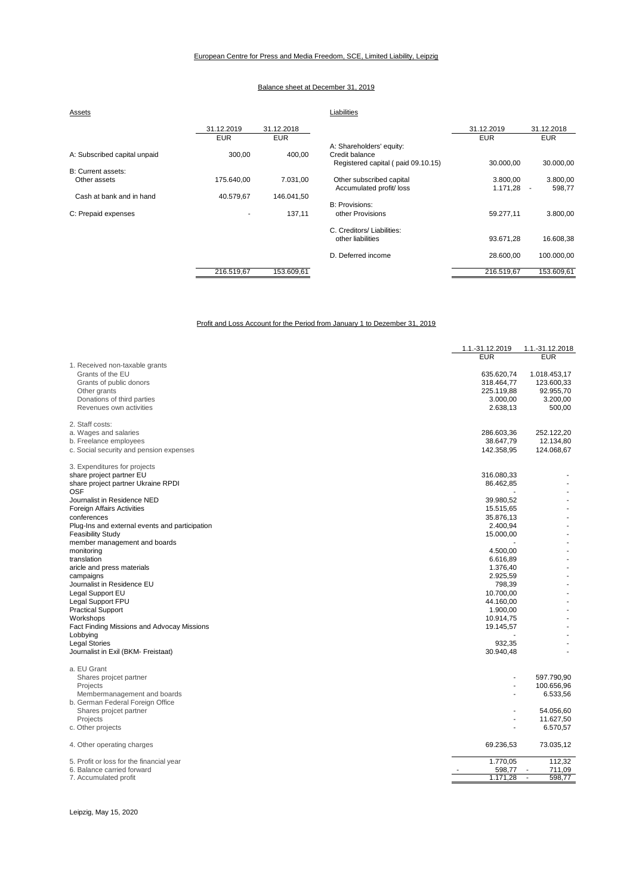European Centre for Press and Media Freedom, SCE, Limited Liability, Leipzig

## Balance sheet at December 31, 2019

| Assets | 31.12.2019 EUR | 31.12.2018 EUR |
|---|---|---|
| A: Subscribed capital unpaid | 300,00 | 400,00 |
| B: Current assets: | | |
| Other assets | 175.640,00 | 7.031,00 |
| Cash at bank and in hand | 40.579,67 | 146.041,50 |
| C: Prepaid expenses | - | 137,11 |
| | 216.519,67 | 153.609,61 |

| Liabilities | 31.12.2019 EUR | 31.12.2018 EUR |
|---|---|---|
| A: Shareholders' equity: | | |
| Credit balance | | |
| Registered capital ( paid 09.10.15) | 30.000,00 | 30.000,00 |
| Other subscribed capital | 3.800,00 | 3.800,00 |
| Accumulated profit/ loss | 1.171,28 | - 598,77 |
| B: Provisions: | | |
| other Provisions | 59.277,11 | 3.800,00 |
| C. Creditors/ Liabilities: | | |
| other liabilities | 93.671,28 | 16.608,38 |
| D. Deferred income | 28.600,00 | 100.000,00 |
| | 216.519,67 | 153.609,61 |

## Profit and Loss Account for the Period from January 1 to Dezember 31, 2019

| | 1.1.-31.12.2019 EUR | 1.1.-31.12.2018 EUR |
|---|---|---|
| 1. Received non-taxable grants | | |
| Grants of the EU | 635.620,74 | 1.018.453,17 |
| Grants of public donors | 318.464,77 | 123.600,33 |
| Other grants | 225.119,88 | 92.955,70 |
| Donations of third parties | 3.000,00 | 3.200,00 |
| Revenues own activities | 2.638,13 | 500,00 |
| 2. Staff costs: | | |
| a. Wages and salaries | 286.603,36 | 252.122,20 |
| b. Freelance employees | 38.647,79 | 12.134,80 |
| c. Social security and pension expenses | 142.358,95 | 124.068,67 |
| 3. Expenditures for projects | | |
| share project partner EU | 316.080,33 | - |
| share project partner Ukraine RPDI | 86.462,85 | - |
| OSF | - | - |
| Journalist in Residence NED | 39.980,52 | - |
| Foreign Affairs Activities | 15.515,65 | - |
| conferences | 35.876,13 | - |
| Plug-Ins and external events and participation | 2.400,94 | - |
| Feasibility Study | 15.000,00 | - |
| member management and boards | - | - |
| monitoring | 4.500,00 | - |
| translation | 6.616,89 | - |
| aricle and press materials | 1.376,40 | - |
| campaigns | 2.925,59 | - |
| Journalist in Residence EU | 798,39 | - |
| Legal Support EU | 10.700,00 | - |
| Legal Support FPU | 44.160,00 | - |
| Practical Support | 1.900,00 | - |
| Workshops | 10.914,75 | - |
| Fact Finding Missions and Advocay Missions | 19.145,57 | - |
| Lobbying | - | - |
| Legal Stories | 932,35 | - |
| Journalist in Exil (BKM- Freistaat) | 30.940,48 | - |
| a. EU Grant | | |
| Shares projcet partner | - | 597.790,90 |
| Projects | - | 100.656,96 |
| Membermanagement and boards | - | 6.533,56 |
| b. German Federal Foreign Office | | |
| Shares projcet partner | - | 54.056,60 |
| Projects | - | 11.627,50 |
| c. Other projects | - | 6.570,57 |
| 4. Other operating charges | 69.236,53 | 73.035,12 |
| 5. Profit or loss for the financial year | 1.770,05 | 112,32 |
| 6. Balance carried forward | - 598,77 | - 711,09 |
| 7. Accumulated profit | 1.171,28 | - 598,77 |

Leipzig, May 15, 2020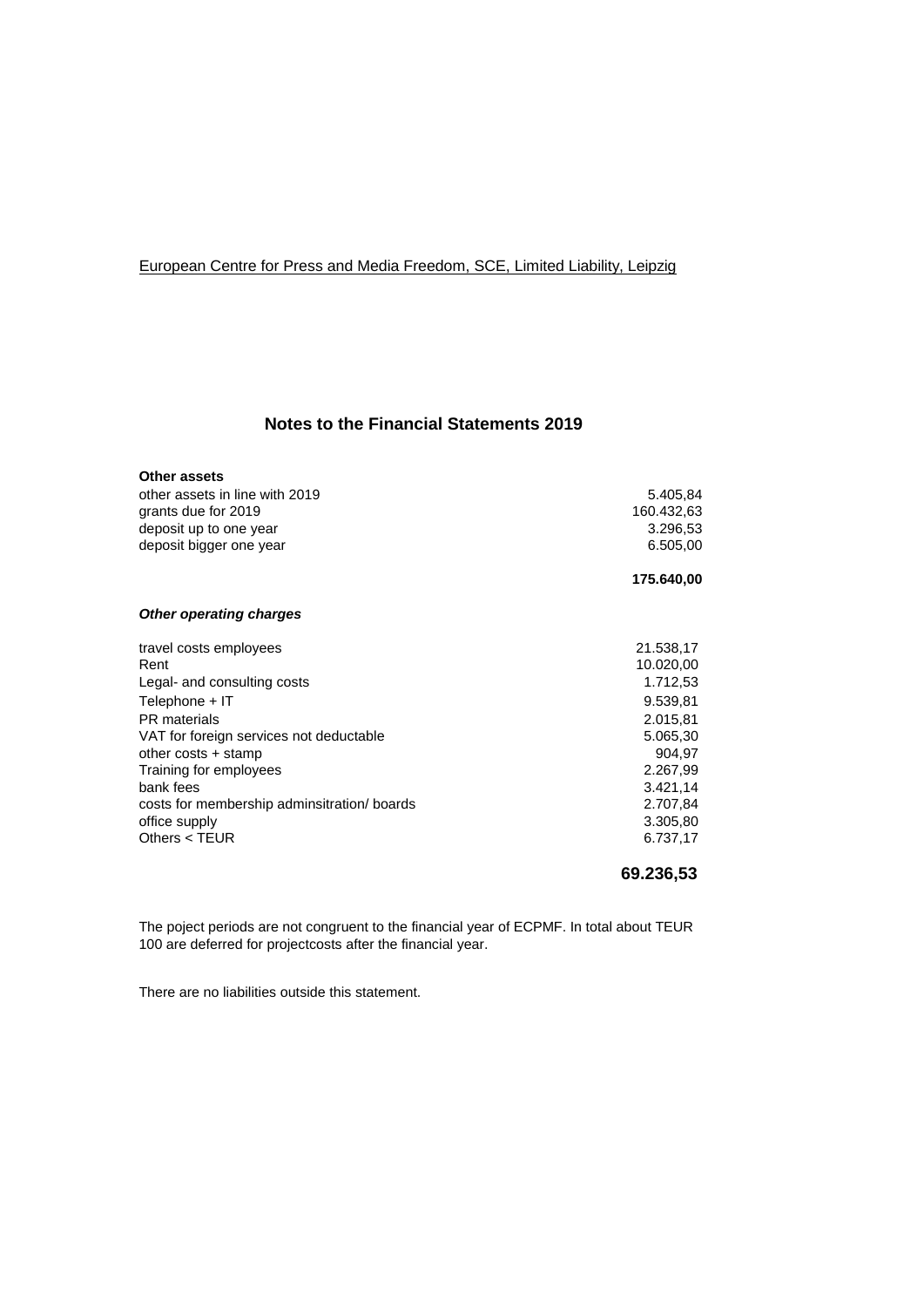European Centre for Press and Media Freedom, SCE, Limited Liability, Leipzig

## Notes to the Financial Statements 2019

**Other assets**

| | |
|---|---|
| other assets in line with 2019 | 5.405,84 |
| grants due for 2019 | 160.432,63 |
| deposit up to one year | 3.296,53 |
| deposit bigger one year | 6.505,00 |
| | **175.640,00** |

***Other operating charges***

| | |
|---|---|
| travel costs employees | 21.538,17 |
| Rent | 10.020,00 |
| Legal- and consulting costs | 1.712,53 |
| Telephone + IT | 9.539,81 |
| PR materials | 2.015,81 |
| VAT for foreign services not deductable | 5.065,30 |
| other costs + stamp | 904,97 |
| Training for employees | 2.267,99 |
| bank fees | 3.421,14 |
| costs for membership adminsitration/ boards | 2.707,84 |
| office supply | 3.305,80 |
| Others < TEUR | 6.737,17 |
| | **69.236,53** |

The poject periods are not congruent to the financial year of ECPMF. In total about TEUR 100 are deferred for projectcosts after the financial year.

There are no liabilities outside this statement.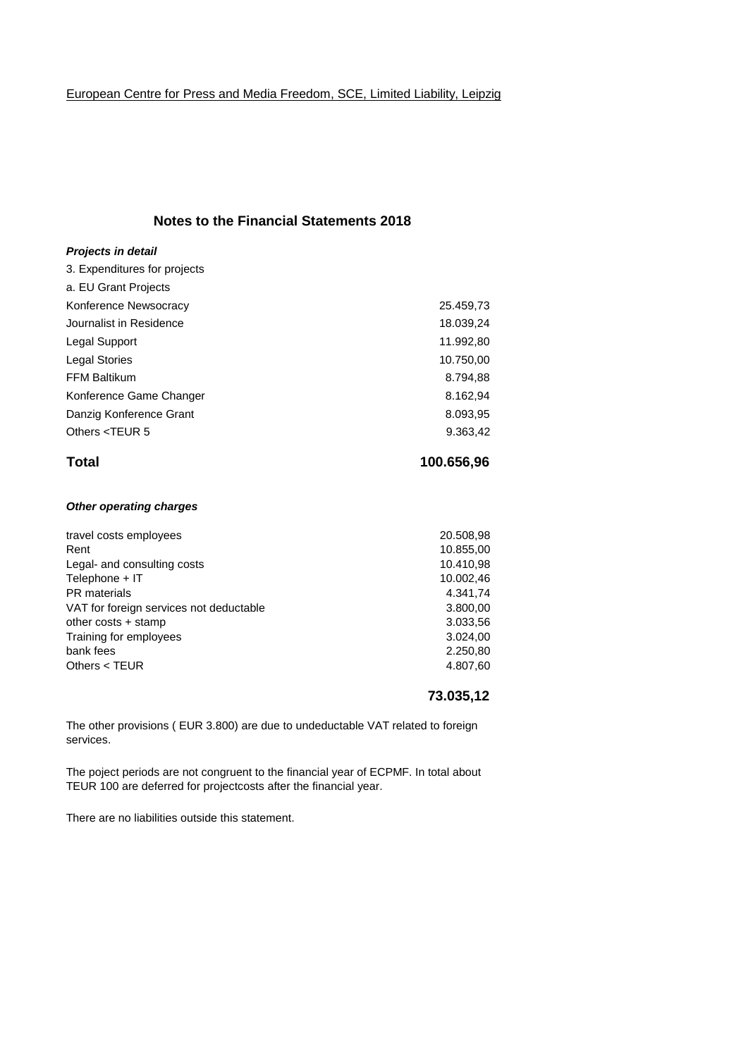European Centre for Press and Media Freedom, SCE, Limited Liability, Leipzig

## Notes to the Financial Statements 2018

***Projects in detail***

3. Expenditures for projects

a. EU Grant Projects

| | |
|---|---|
| Konference Newsocracy | 25.459,73 |
| Journalist in Residence | 18.039,24 |
| Legal Support | 11.992,80 |
| Legal Stories | 10.750,00 |
| FFM Baltikum | 8.794,88 |
| Konference Game Changer | 8.162,94 |
| Danzig Konference Grant | 8.093,95 |
| Others <TEUR 5 | 9.363,42 |
| **Total** | **100.656,96** |

***Other operating charges***

| | |
|---|---|
| travel costs employees | 20.508,98 |
| Rent | 10.855,00 |
| Legal- and consulting costs | 10.410,98 |
| Telephone + IT | 10.002,46 |
| PR materials | 4.341,74 |
| VAT for foreign services not deductable | 3.800,00 |
| other costs + stamp | 3.033,56 |
| Training for employees | 3.024,00 |
| bank fees | 2.250,80 |
| Others < TEUR | 4.807,60 |
| | **73.035,12** |

The other provisions ( EUR 3.800) are due to undeductable VAT related to foreign services.

The poject periods are not congruent to the financial year of ECPMF. In total about TEUR 100 are deferred for projectcosts after the financial year.

There are no liabilities outside this statement.